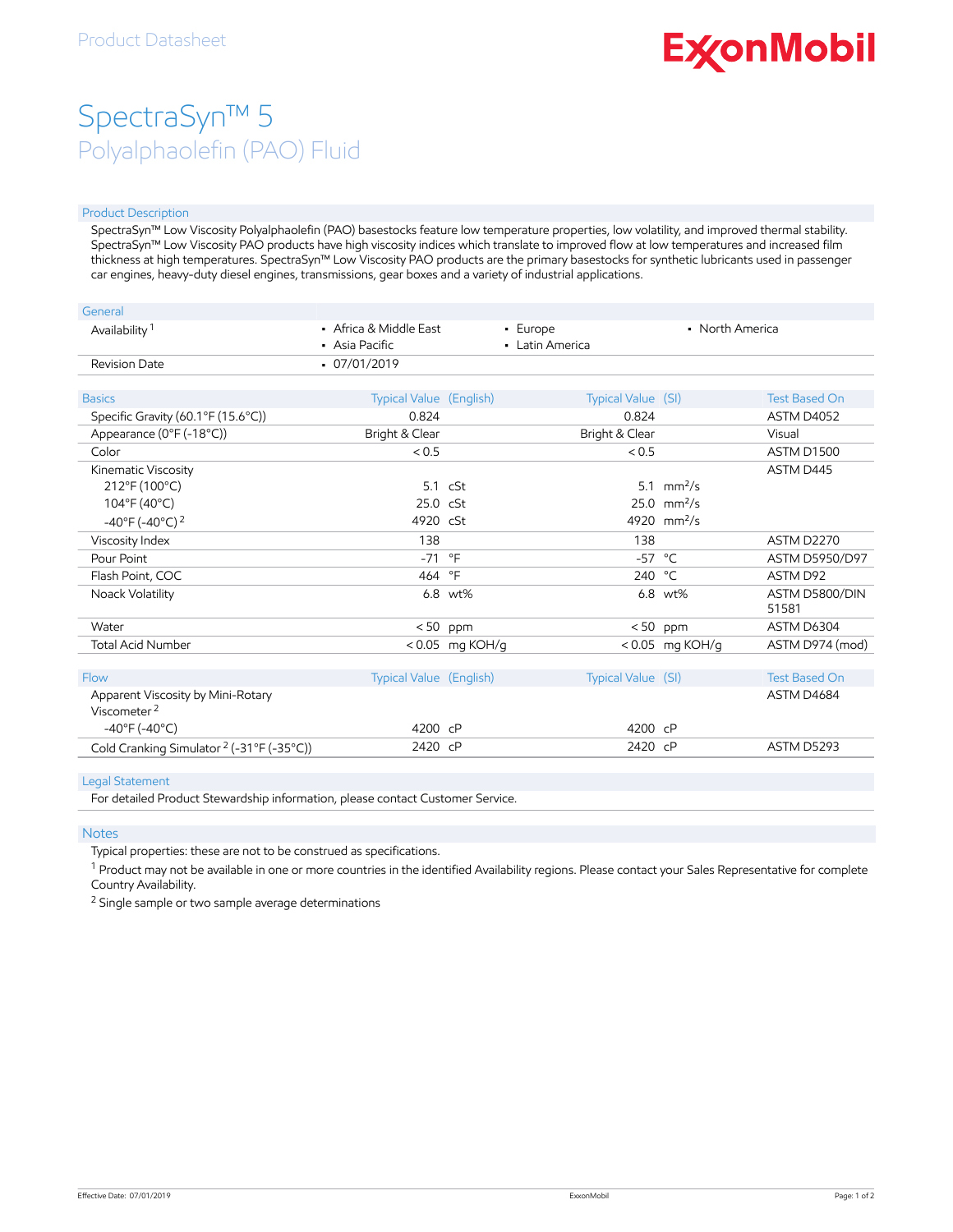Product Datasheet

ExxonMobil

# SpectraSyn™ 5

## Polyalphaolefin (PAO) Fluid

### Product Description

SpectraSyn™ Low Viscosity Polyalphaolefin (PAO) basestocks feature low temperature properties, low volatility, and improved thermal stability. SpectraSyn™ Low Viscosity PAO products have high viscosity indices which translate to improved flow at low temperatures and increased film thickness at high temperatures. SpectraSyn™ Low Viscosity PAO products are the primary basestocks for synthetic lubricants used in passenger car engines, heavy-duty diesel engines, transmissions, gear boxes and a variety of industrial applications.

| General | | | |
|---|---|---|---|
| Availability [1] | • Africa & Middle East<br>• Asia Pacific | • Europe<br>• Latin America | • North America |
| Revision Date | • 07/01/2019 | | |

| Basics | Typical Value (English) | | Typical Value (SI) | | Test Based On |
|---|---|---|---|---|---|
| Specific Gravity (60.1°F (15.6°C)) | 0.824 | | 0.824 | | ASTM D4052 |
| Appearance (0°F (-18°C)) | Bright & Clear | | Bright & Clear | | Visual |
| Color | < 0.5 | | < 0.5 | | ASTM D1500 |
| Kinematic Viscosity | | | | | ASTM D445 |
| 212°F (100°C) | 5.1 | cSt | 5.1 | $mm^2/s$ | |
| 104°F (40°C) | 25.0 | cSt | 25.0 | $mm^2/s$ | |
| -40°F (-40°C) [2] | 4920 | cSt | 4920 | $mm^2/s$ | |
| Viscosity Index | 138 | | 138 | | ASTM D2270 |
| Pour Point | -71 | °F | -57 | °C | ASTM D5950/D97 |
| Flash Point, COC | 464 | °F | 240 | °C | ASTM D92 |
| Noack Volatility | 6.8 | wt% | 6.8 | wt% | ASTM D5800/DIN 51581 |
| Water | < 50 | ppm | < 50 | ppm | ASTM D6304 |
| Total Acid Number | < 0.05 | mg KOH/g | < 0.05 | mg KOH/g | ASTM D974 (mod) |

| Flow | Typical Value (English) | | Typical Value (SI) | | Test Based On |
|---|---|---|---|---|---|
| Apparent Viscosity by Mini-Rotary Viscometer [2] | | | | | ASTM D4684 |
| -40°F (-40°C) | 4200 | cP | 4200 | cP | |
| Cold Cranking Simulator [2] (-31°F (-35°C)) | 2420 | cP | 2420 | cP | ASTM D5293 |

### Legal Statement

For detailed Product Stewardship information, please contact Customer Service.

### Notes

Typical properties: these are not to be construed as specifications.

[1] Product may not be available in one or more countries in the identified Availability regions. Please contact your Sales Representative for complete Country Availability.

[2] Single sample or two sample average determinations

Effective Date: 07/01/2019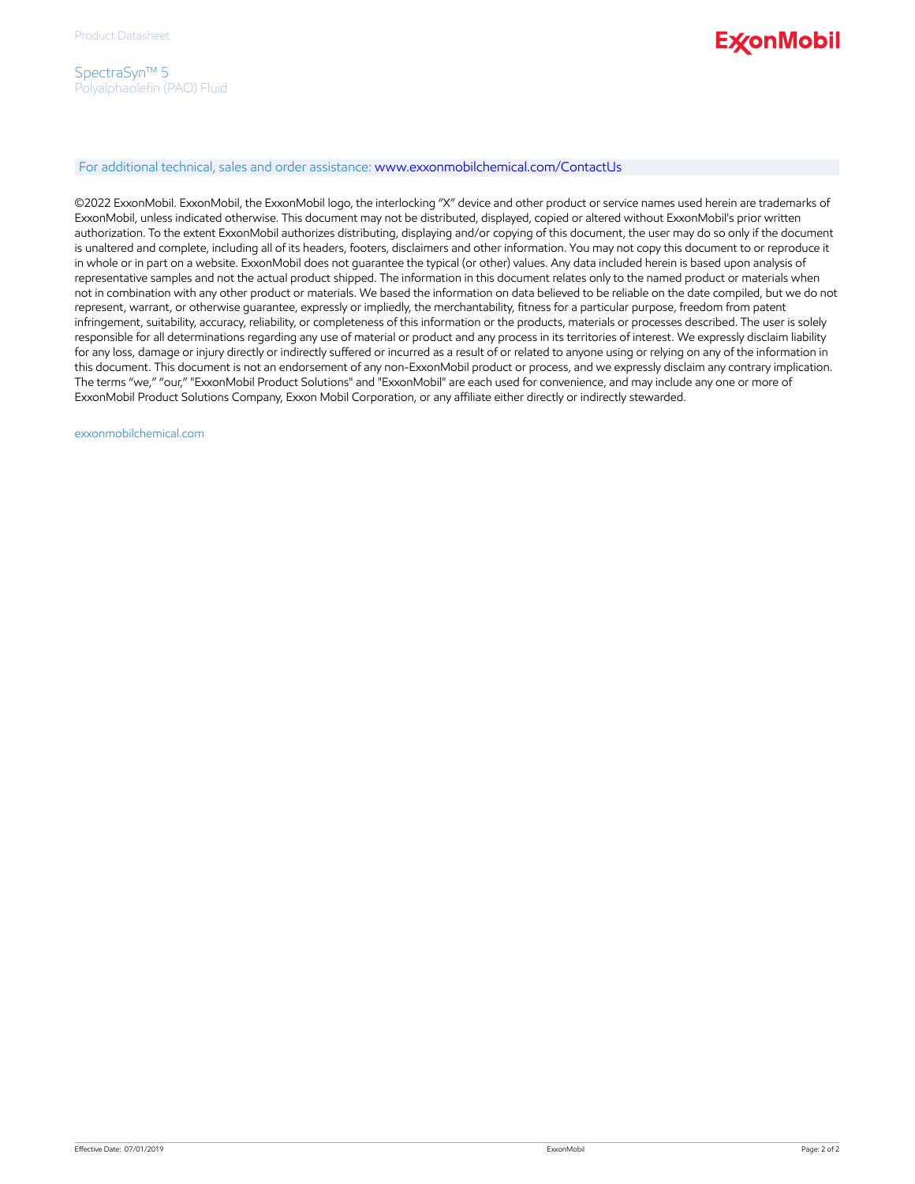For additional technical, sales and order assistance: www.exxonmobilchemical.com/ContactUs

©2022 ExxonMobil. ExxonMobil, the ExxonMobil logo, the interlocking "X" device and other product or service names used herein are trademarks of ExxonMobil, unless indicated otherwise. This document may not be distributed, displayed, copied or altered without ExxonMobil's prior written authorization. To the extent ExxonMobil authorizes distributing, displaying and/or copying of this document, the user may do so only if the document is unaltered and complete, including all of its headers, footers, disclaimers and other information. You may not copy this document to or reproduce it in whole or in part on a website. ExxonMobil does not guarantee the typical (or other) values. Any data included herein is based upon analysis of representative samples and not the actual product shipped. The information in this document relates only to the named product or materials when not in combination with any other product or materials. We based the information on data believed to be reliable on the date compiled, but we do not represent, warrant, or otherwise guarantee, expressly or impliedly, the merchantability, fitness for a particular purpose, freedom from patent infringement, suitability, accuracy, reliability, or completeness of this information or the products, materials or processes described. The user is solely responsible for all determinations regarding any use of material or product and any process in its territories of interest. We expressly disclaim liability for any loss, damage or injury directly or indirectly suffered or incurred as a result of or related to anyone using or relying on any of the information in this document. This document is not an endorsement of any non-ExxonMobil product or process, and we expressly disclaim any contrary implication. The terms "we," "our," "ExxonMobil Product Solutions" and "ExxonMobil" are each used for convenience, and may include any one or more of ExxonMobil Product Solutions Company, Exxon Mobil Corporation, or any affiliate either directly or indirectly stewarded.

exxonmobilchemical.com

Effective Date: 07/01/2019